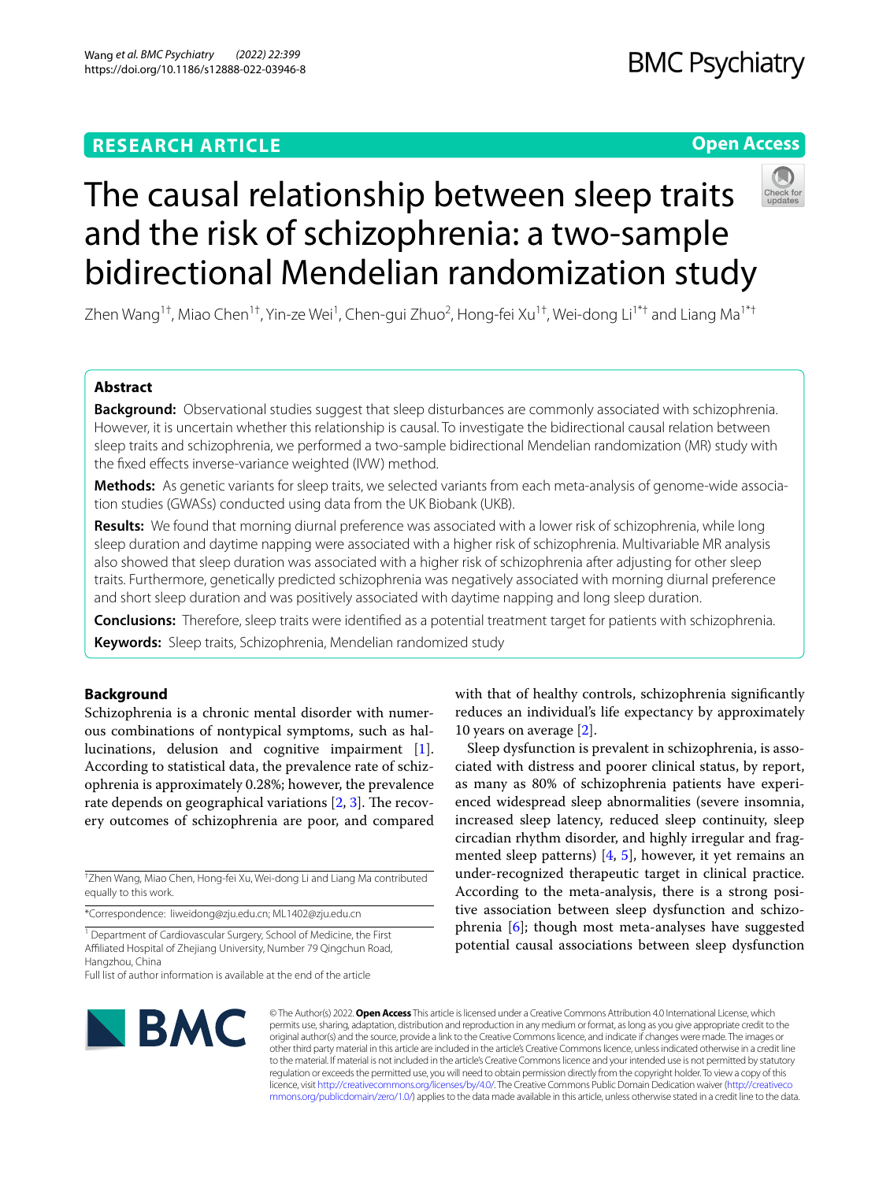RESEARCH ARTICLE

Open Access

# The causal relationship between sleep traits and the risk of schizophrenia: a two-sample bidirectional Mendelian randomization study

Zhen Wang[1†], Miao Chen[1†], Yin-ze Wei[1], Chen-gui Zhuo[2], Hong-fei Xu[1†], Wei-dong Li[1*†] and Liang Ma[1*†]

## Abstract

**Background:** Observational studies suggest that sleep disturbances are commonly associated with schizophrenia. However, it is uncertain whether this relationship is causal. To investigate the bidirectional causal relation between sleep traits and schizophrenia, we performed a two-sample bidirectional Mendelian randomization (MR) study with the fixed effects inverse-variance weighted (IVW) method.

**Methods:** As genetic variants for sleep traits, we selected variants from each meta-analysis of genome-wide association studies (GWASs) conducted using data from the UK Biobank (UKB).

**Results:** We found that morning diurnal preference was associated with a lower risk of schizophrenia, while long sleep duration and daytime napping were associated with a higher risk of schizophrenia. Multivariable MR analysis also showed that sleep duration was associated with a higher risk of schizophrenia after adjusting for other sleep traits. Furthermore, genetically predicted schizophrenia was negatively associated with morning diurnal preference and short sleep duration and was positively associated with daytime napping and long sleep duration.

**Conclusions:** Therefore, sleep traits were identified as a potential treatment target for patients with schizophrenia.

**Keywords:** Sleep traits, Schizophrenia, Mendelian randomized study

## Background

Schizophrenia is a chronic mental disorder with numerous combinations of nontypical symptoms, such as hallucinations, delusion and cognitive impairment [1]. According to statistical data, the prevalence rate of schizophrenia is approximately 0.28%; however, the prevalence rate depends on geographical variations [2, 3]. The recovery outcomes of schizophrenia are poor, and compared with that of healthy controls, schizophrenia significantly reduces an individual's life expectancy by approximately 10 years on average [2].

Sleep dysfunction is prevalent in schizophrenia, is associated with distress and poorer clinical status, by report, as many as 80% of schizophrenia patients have experienced widespread sleep abnormalities (severe insomnia, increased sleep latency, reduced sleep continuity, sleep circadian rhythm disorder, and highly irregular and fragmented sleep patterns) [4, 5], however, it yet remains an under-recognized therapeutic target in clinical practice. According to the meta-analysis, there is a strong positive association between sleep dysfunction and schizophrenia [6]; though most meta-analyses have suggested potential causal associations between sleep dysfunction

†Zhen Wang, Miao Chen, Hong-fei Xu, Wei-dong Li and Liang Ma contributed equally to this work.

*Correspondence: liweidong@zju.edu.cn; ML1402@zju.edu.cn

[1] Department of Cardiovascular Surgery, School of Medicine, the First Affiliated Hospital of Zhejiang University, Number 79 Qingchun Road, Hangzhou, China

Full list of author information is available at the end of the article

© The Author(s) 2022. **Open Access** This article is licensed under a Creative Commons Attribution 4.0 International License, which permits use, sharing, adaptation, distribution and reproduction in any medium or format, as long as you give appropriate credit to the original author(s) and the source, provide a link to the Creative Commons licence, and indicate if changes were made. The images or other third party material in this article are included in the article's Creative Commons licence, unless indicated otherwise in a credit line to the material. If material is not included in the article's Creative Commons licence and your intended use is not permitted by statutory regulation or exceeds the permitted use, you will need to obtain permission directly from the copyright holder. To view a copy of this licence, visit http://creativecommons.org/licenses/by/4.0/. The Creative Commons Public Domain Dedication waiver (http://creativecommons.org/publicdomain/zero/1.0/) applies to the data made available in this article, unless otherwise stated in a credit line to the data.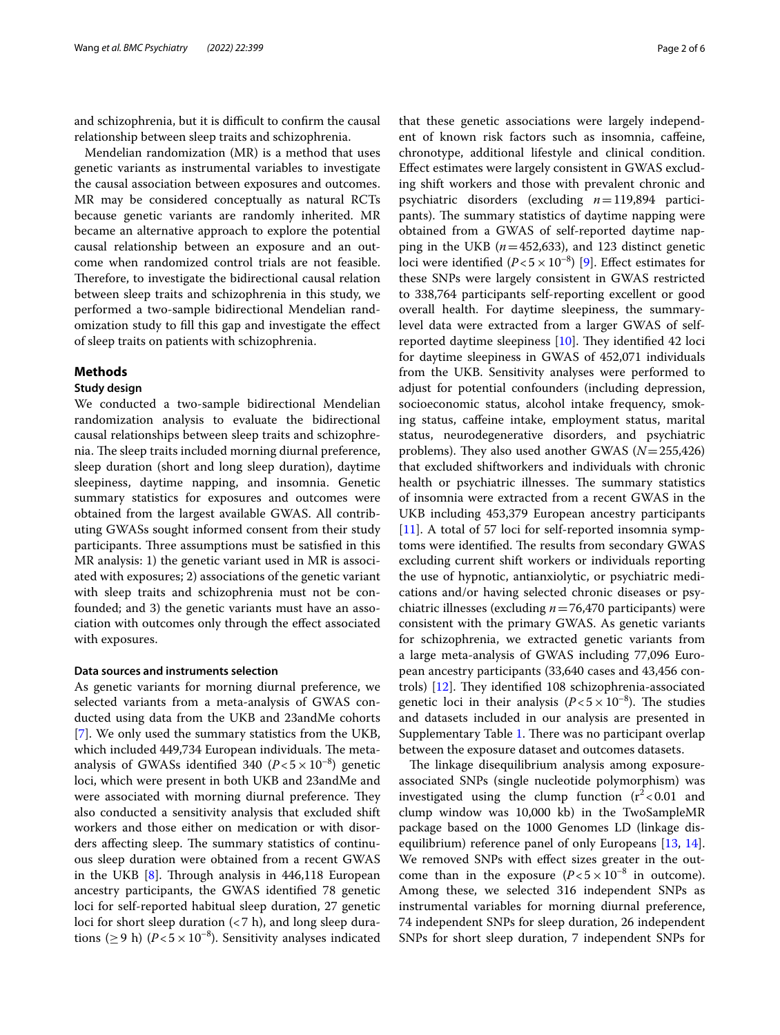and schizophrenia, but it is difficult to confirm the causal relationship between sleep traits and schizophrenia.

Mendelian randomization (MR) is a method that uses genetic variants as instrumental variables to investigate the causal association between exposures and outcomes. MR may be considered conceptually as natural RCTs because genetic variants are randomly inherited. MR became an alternative approach to explore the potential causal relationship between an exposure and an outcome when randomized control trials are not feasible. Therefore, to investigate the bidirectional causal relation between sleep traits and schizophrenia in this study, we performed a two-sample bidirectional Mendelian randomization study to fill this gap and investigate the effect of sleep traits on patients with schizophrenia.

## Methods

### Study design

We conducted a two-sample bidirectional Mendelian randomization analysis to evaluate the bidirectional causal relationships between sleep traits and schizophrenia. The sleep traits included morning diurnal preference, sleep duration (short and long sleep duration), daytime sleepiness, daytime napping, and insomnia. Genetic summary statistics for exposures and outcomes were obtained from the largest available GWAS. All contributing GWASs sought informed consent from their study participants. Three assumptions must be satisfied in this MR analysis: 1) the genetic variant used in MR is associated with exposures; 2) associations of the genetic variant with sleep traits and schizophrenia must not be confounded; and 3) the genetic variants must have an association with outcomes only through the effect associated with exposures.

### Data sources and instruments selection

As genetic variants for morning diurnal preference, we selected variants from a meta-analysis of GWAS conducted using data from the UKB and 23andMe cohorts [7]. We only used the summary statistics from the UKB, which included 449,734 European individuals. The meta-analysis of GWASs identified 340 ($P<5\times10^{-8}$) genetic loci, which were present in both UKB and 23andMe and were associated with morning diurnal preference. They also conducted a sensitivity analysis that excluded shift workers and those either on medication or with disorders affecting sleep. The summary statistics of continuous sleep duration were obtained from a recent GWAS in the UKB [8]. Through analysis in 446,118 European ancestry participants, the GWAS identified 78 genetic loci for self-reported habitual sleep duration, 27 genetic loci for short sleep duration (<7 h), and long sleep durations ($\geq$9 h) ($P<5\times10^{-8}$). Sensitivity analyses indicated that these genetic associations were largely independent of known risk factors such as insomnia, caffeine, chronotype, additional lifestyle and clinical condition. Effect estimates were largely consistent in GWAS excluding shift workers and those with prevalent chronic and psychiatric disorders (excluding $n=119{,}894$ participants). The summary statistics of daytime napping were obtained from a GWAS of self-reported daytime napping in the UKB ($n=452{,}633$), and 123 distinct genetic loci were identified ($P<5\times10^{-8}$) [9]. Effect estimates for these SNPs were largely consistent in GWAS restricted to 338,764 participants self-reporting excellent or good overall health. For daytime sleepiness, the summary-level data were extracted from a larger GWAS of self-reported daytime sleepiness [10]. They identified 42 loci for daytime sleepiness in GWAS of 452,071 individuals from the UKB. Sensitivity analyses were performed to adjust for potential confounders (including depression, socioeconomic status, alcohol intake frequency, smoking status, caffeine intake, employment status, marital status, neurodegenerative disorders, and psychiatric problems). They also used another GWAS ($N=255{,}426$) that excluded shiftworkers and individuals with chronic health or psychiatric illnesses. The summary statistics of insomnia were extracted from a recent GWAS in the UKB including 453,379 European ancestry participants [11]. A total of 57 loci for self-reported insomnia symptoms were identified. The results from secondary GWAS excluding current shift workers or individuals reporting the use of hypnotic, antianxiolytic, or psychiatric medications and/or having selected chronic diseases or psychiatric illnesses (excluding $n=76{,}470$ participants) were consistent with the primary GWAS. As genetic variants for schizophrenia, we extracted genetic variants from a large meta-analysis of GWAS including 77,096 European ancestry participants (33,640 cases and 43,456 controls) [12]. They identified 108 schizophrenia-associated genetic loci in their analysis ($P<5\times10^{-8}$). The studies and datasets included in our analysis are presented in Supplementary Table 1. There was no participant overlap between the exposure dataset and outcomes datasets.

The linkage disequilibrium analysis among exposure-associated SNPs (single nucleotide polymorphism) was investigated using the clump function ($r^2<0.01$ and clump window was 10,000 kb) in the TwoSampleMR package based on the 1000 Genomes LD (linkage disequilibrium) reference panel of only Europeans [13, 14]. We removed SNPs with effect sizes greater in the outcome than in the exposure ($P<5\times10^{-8}$ in outcome). Among these, we selected 316 independent SNPs as instrumental variables for morning diurnal preference, 74 independent SNPs for sleep duration, 26 independent SNPs for short sleep duration, 7 independent SNPs for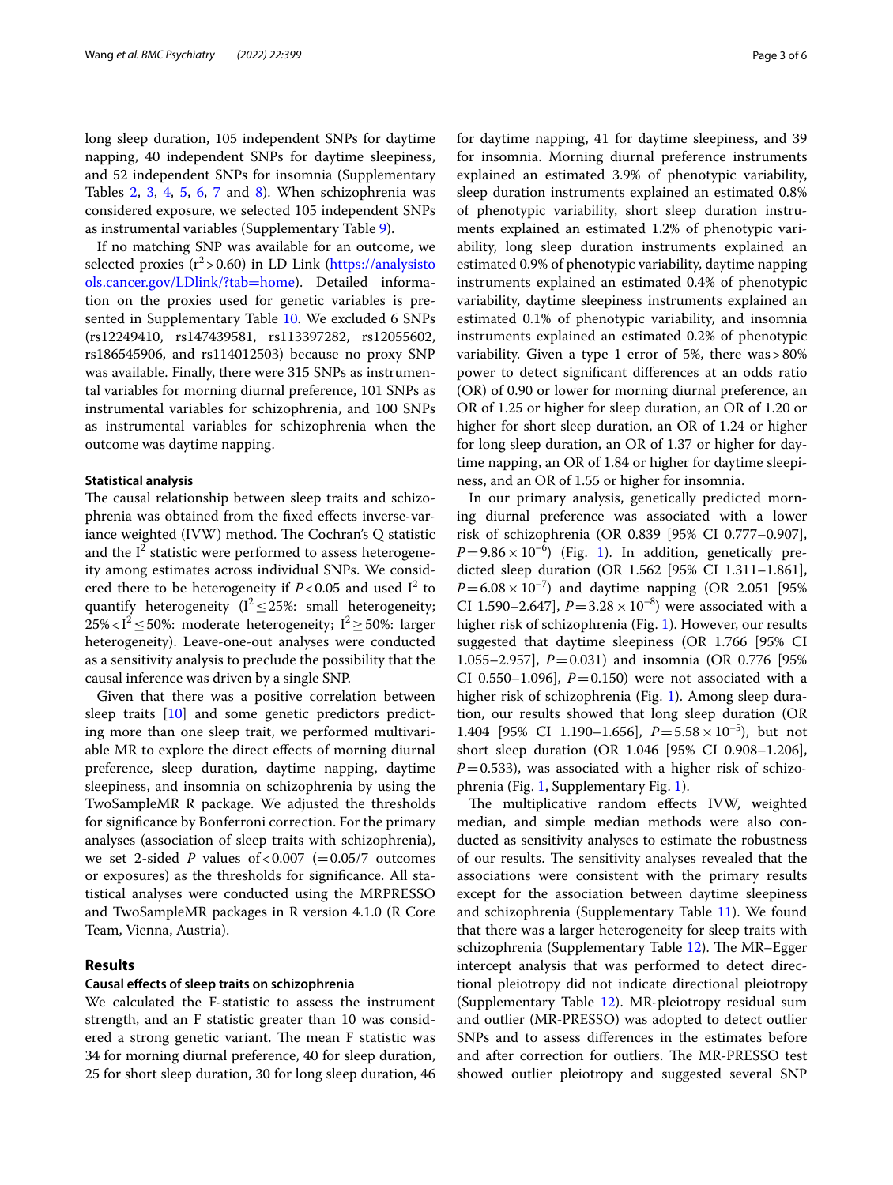long sleep duration, 105 independent SNPs for daytime napping, 40 independent SNPs for daytime sleepiness, and 52 independent SNPs for insomnia (Supplementary Tables 2, 3, 4, 5, 6, 7 and 8). When schizophrenia was considered exposure, we selected 105 independent SNPs as instrumental variables (Supplementary Table 9).

If no matching SNP was available for an outcome, we selected proxies ($r^2 > 0.60$) in LD Link (https://analysistools.cancer.gov/LDlink/?tab=home). Detailed information on the proxies used for genetic variables is presented in Supplementary Table 10. We excluded 6 SNPs (rs12249410, rs147439581, rs113397282, rs12055602, rs186545906, and rs114012503) because no proxy SNP was available. Finally, there were 315 SNPs as instrumental variables for morning diurnal preference, 101 SNPs as instrumental variables for schizophrenia, and 100 SNPs as instrumental variables for schizophrenia when the outcome was daytime napping.

#### Statistical analysis

The causal relationship between sleep traits and schizophrenia was obtained from the fixed effects inverse-variance weighted (IVW) method. The Cochran's Q statistic and the $I^2$ statistic were performed to assess heterogeneity among estimates across individual SNPs. We considered there to be heterogeneity if $P < 0.05$ and used $I^2$ to quantify heterogeneity ($I^2 \leq 25\%$: small heterogeneity; $25\% < I^2 \leq 50\%$: moderate heterogeneity; $I^2 \geq 50\%$: larger heterogeneity). Leave-one-out analyses were conducted as a sensitivity analysis to preclude the possibility that the causal inference was driven by a single SNP.

Given that there was a positive correlation between sleep traits [10] and some genetic predictors predicting more than one sleep trait, we performed multivariable MR to explore the direct effects of morning diurnal preference, sleep duration, daytime napping, daytime sleepiness, and insomnia on schizophrenia by using the TwoSampleMR R package. We adjusted the thresholds for significance by Bonferroni correction. For the primary analyses (association of sleep traits with schizophrenia), we set 2-sided $P$ values of $< 0.007$ ($= 0.05/7$ outcomes or exposures) as the thresholds for significance. All statistical analyses were conducted using the MRPRESSO and TwoSampleMR packages in R version 4.1.0 (R Core Team, Vienna, Austria).

## Results

#### Causal effects of sleep traits on schizophrenia

We calculated the F-statistic to assess the instrument strength, and an F statistic greater than 10 was considered a strong genetic variant. The mean F statistic was 34 for morning diurnal preference, 40 for sleep duration, 25 for short sleep duration, 30 for long sleep duration, 46 for daytime napping, 41 for daytime sleepiness, and 39 for insomnia. Morning diurnal preference instruments explained an estimated 3.9% of phenotypic variability, sleep duration instruments explained an estimated 0.8% of phenotypic variability, short sleep duration instruments explained an estimated 1.2% of phenotypic variability, long sleep duration instruments explained an estimated 0.9% of phenotypic variability, daytime napping instruments explained an estimated 0.4% of phenotypic variability, daytime sleepiness instruments explained an estimated 0.1% of phenotypic variability, and insomnia instruments explained an estimated 0.2% of phenotypic variability. Given a type 1 error of 5%, there was > 80% power to detect significant differences at an odds ratio (OR) of 0.90 or lower for morning diurnal preference, an OR of 1.25 or higher for sleep duration, an OR of 1.20 or higher for short sleep duration, an OR of 1.24 or higher for long sleep duration, an OR of 1.37 or higher for daytime napping, an OR of 1.84 or higher for daytime sleepiness, and an OR of 1.55 or higher for insomnia.

In our primary analysis, genetically predicted morning diurnal preference was associated with a lower risk of schizophrenia (OR 0.839 [95% CI 0.777–0.907], $P = 9.86 \times 10^{-6}$) (Fig. 1). In addition, genetically predicted sleep duration (OR 1.562 [95% CI 1.311–1.861], $P = 6.08 \times 10^{-7}$) and daytime napping (OR 2.051 [95% CI 1.590–2.647], $P = 3.28 \times 10^{-8}$) were associated with a higher risk of schizophrenia (Fig. 1). However, our results suggested that daytime sleepiness (OR 1.766 [95% CI 1.055–2.957], $P = 0.031$) and insomnia (OR 0.776 [95% CI 0.550–1.096], $P = 0.150$) were not associated with a higher risk of schizophrenia (Fig. 1). Among sleep duration, our results showed that long sleep duration (OR 1.404 [95% CI 1.190–1.656], $P = 5.58 \times 10^{-5}$), but not short sleep duration (OR 1.046 [95% CI 0.908–1.206], $P = 0.533$), was associated with a higher risk of schizophrenia (Fig. 1, Supplementary Fig. 1).

The multiplicative random effects IVW, weighted median, and simple median methods were also conducted as sensitivity analyses to estimate the robustness of our results. The sensitivity analyses revealed that the associations were consistent with the primary results except for the association between daytime sleepiness and schizophrenia (Supplementary Table 11). We found that there was a larger heterogeneity for sleep traits with schizophrenia (Supplementary Table 12). The MR–Egger intercept analysis that was performed to detect directional pleiotropy did not indicate directional pleiotropy (Supplementary Table 12). MR-pleiotropy residual sum and outlier (MR-PRESSO) was adopted to detect outlier SNPs and to assess differences in the estimates before and after correction for outliers. The MR-PRESSO test showed outlier pleiotropy and suggested several SNP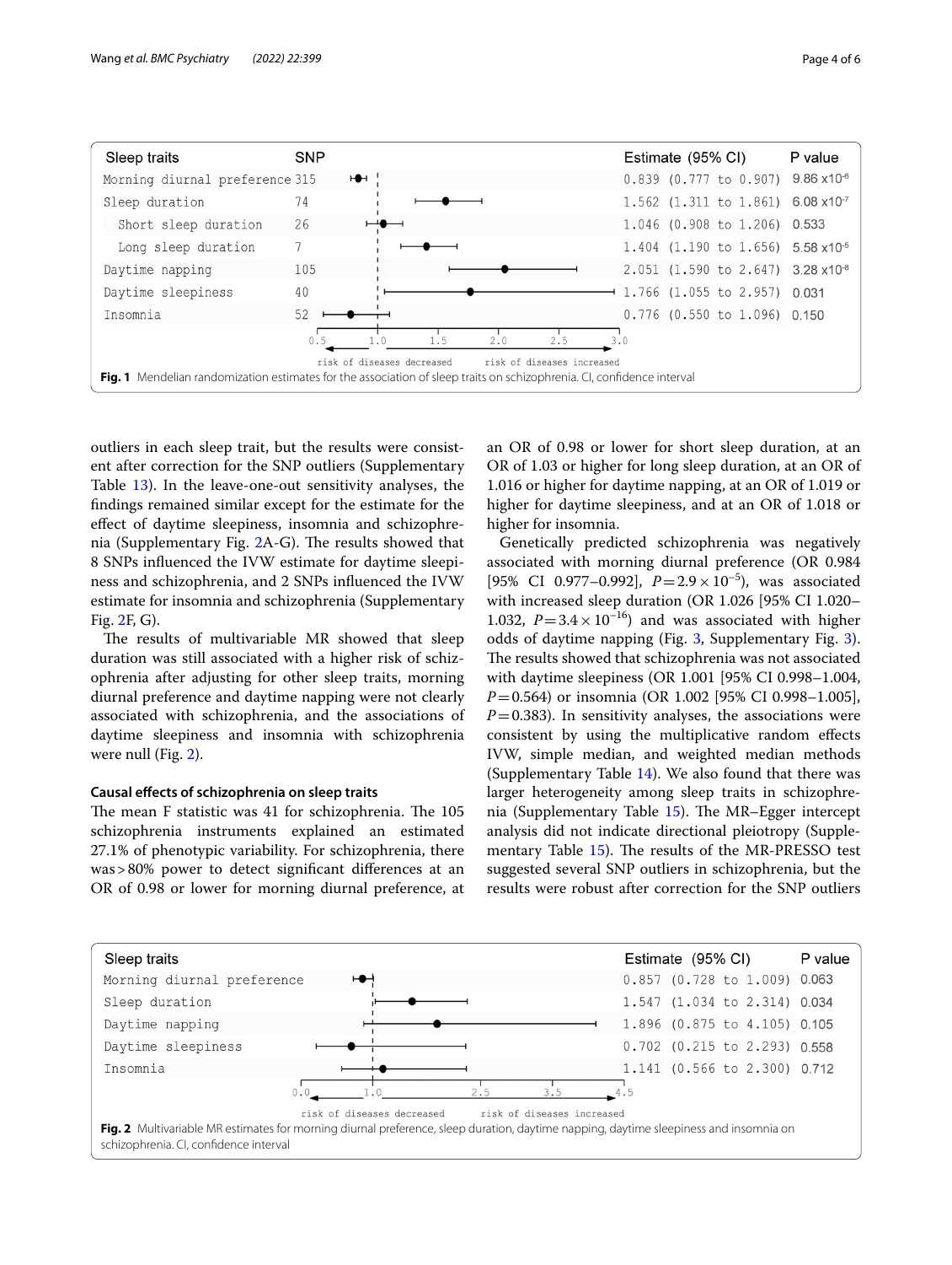| Sleep traits | SNP | Estimate (95% CI) | P value |
|---|---|---|---|
| Morning diurnal preference | 315 | 0.839 (0.777 to 0.907) | 9.86 x10$^{-8}$ |
| Sleep duration | 74 | 1.562 (1.311 to 1.861) | 6.08 x10$^{-7}$ |
| Short sleep duration | 26 | 1.046 (0.908 to 1.206) | 0.533 |
| Long sleep duration | 7 | 1.404 (1.190 to 1.656) | 5.58 x10$^{-5}$ |
| Daytime napping | 105 | 2.051 (1.590 to 2.647) | 3.28 x10$^{-8}$ |
| Daytime sleepiness | 40 | 1.766 (1.055 to 2.957) | 0.031 |
| Insomnia | 52 | 0.776 (0.550 to 1.096) | 0.150 |

**Fig. 1** Mendelian randomization estimates for the association of sleep traits on schizophrenia. CI, confidence interval

outliers in each sleep trait, but the results were consistent after correction for the SNP outliers (Supplementary Table 13). In the leave-one-out sensitivity analyses, the findings remained similar except for the estimate for the effect of daytime sleepiness, insomnia and schizophrenia (Supplementary Fig. 2A-G). The results showed that 8 SNPs influenced the IVW estimate for daytime sleepiness and schizophrenia, and 2 SNPs influenced the IVW estimate for insomnia and schizophrenia (Supplementary Fig. 2F, G).

The results of multivariable MR showed that sleep duration was still associated with a higher risk of schizophrenia after adjusting for other sleep traits, morning diurnal preference and daytime napping were not clearly associated with schizophrenia, and the associations of daytime sleepiness and insomnia with schizophrenia were null (Fig. 2).

### Causal effects of schizophrenia on sleep traits

The mean F statistic was 41 for schizophrenia. The 105 schizophrenia instruments explained an estimated 27.1% of phenotypic variability. For schizophrenia, there was > 80% power to detect significant differences at an OR of 0.98 or lower for morning diurnal preference, at an OR of 0.98 or lower for short sleep duration, at an OR of 1.03 or higher for long sleep duration, at an OR of 1.016 or higher for daytime napping, at an OR of 1.019 or higher for daytime sleepiness, and at an OR of 1.018 or higher for insomnia.

Genetically predicted schizophrenia was negatively associated with morning diurnal preference (OR 0.984 [95% CI 0.977–0.992], $P = 2.9 \times 10^{-5}$), was associated with increased sleep duration (OR 1.026 [95% CI 1.020–1.032, $P = 3.4 \times 10^{-16}$) and was associated with higher odds of daytime napping (Fig. 3, Supplementary Fig. 3). The results showed that schizophrenia was not associated with daytime sleepiness (OR 1.001 [95% CI 0.998–1.004, $P = 0.564$) or insomnia (OR 1.002 [95% CI 0.998–1.005], $P = 0.383$). In sensitivity analyses, the associations were consistent by using the multiplicative random effects IVW, simple median, and weighted median methods (Supplementary Table 14). We also found that there was larger heterogeneity among sleep traits in schizophrenia (Supplementary Table 15). The MR–Egger intercept analysis did not indicate directional pleiotropy (Supplementary Table 15). The results of the MR-PRESSO test suggested several SNP outliers in schizophrenia, but the results were robust after correction for the SNP outliers

| Sleep traits | Estimate (95% CI) | P value |
|---|---|---|
| Morning diurnal preference | 0.857 (0.728 to 1.009) | 0.063 |
| Sleep duration | 1.547 (1.034 to 2.314) | 0.034 |
| Daytime napping | 1.896 (0.875 to 4.105) | 0.105 |
| Daytime sleepiness | 0.702 (0.215 to 2.293) | 0.558 |
| Insomnia | 1.141 (0.566 to 2.300) | 0.712 |

**Fig. 2** Multivariable MR estimates for morning diurnal preference, sleep duration, daytime napping, daytime sleepiness and insomnia on schizophrenia. CI, confidence interval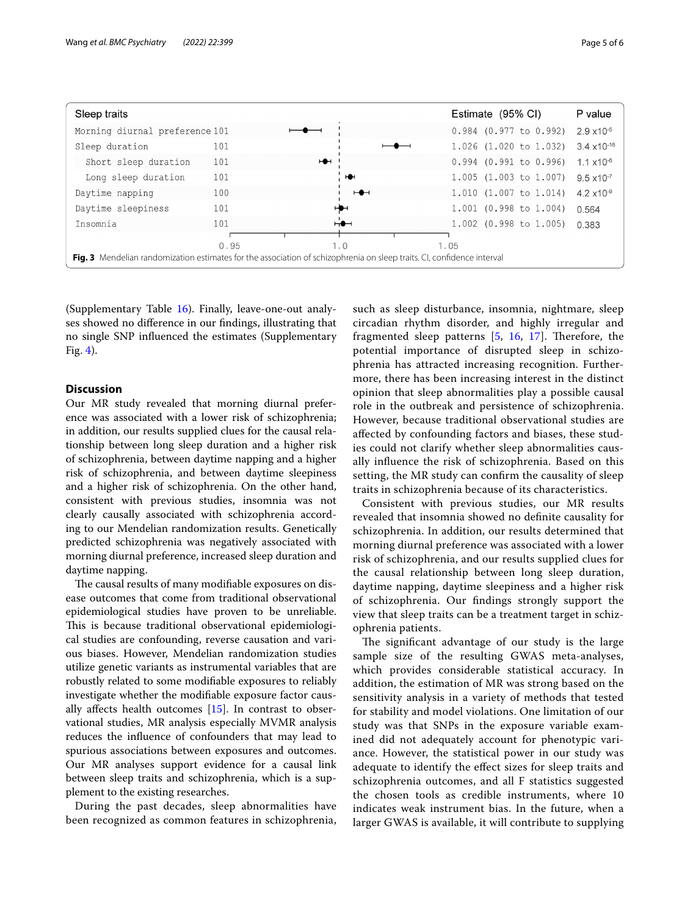| Sleep traits | | Estimate (95% CI) | P value |
|---|---|---|---|
| Morning diurnal preference | 101 | 0.984 (0.977 to 0.992) | $2.9 \times 10^{-5}$ |
| Sleep duration | 101 | 1.026 (1.020 to 1.032) | $3.4 \times 10^{-16}$ |
| Short sleep duration | 101 | 0.994 (0.991 to 0.996) | $1.1 \times 10^{-6}$ |
| Long sleep duration | 101 | 1.005 (1.003 to 1.007) | $9.5 \times 10^{-7}$ |
| Daytime napping | 100 | 1.010 (1.007 to 1.014) | $4.2 \times 10^{-9}$ |
| Daytime sleepiness | 101 | 1.001 (0.998 to 1.004) | 0.564 |
| Insomnia | 101 | 1.002 (0.998 to 1.005) | 0.383 |

**Fig. 3** Mendelian randomization estimates for the association of schizophrenia on sleep traits. CI, confidence interval

(Supplementary Table 16). Finally, leave-one-out analyses showed no difference in our findings, illustrating that no single SNP influenced the estimates (Supplementary Fig. 4).

## Discussion

Our MR study revealed that morning diurnal preference was associated with a lower risk of schizophrenia; in addition, our results supplied clues for the causal relationship between long sleep duration and a higher risk of schizophrenia, between daytime napping and a higher risk of schizophrenia, and between daytime sleepiness and a higher risk of schizophrenia. On the other hand, consistent with previous studies, insomnia was not clearly causally associated with schizophrenia according to our Mendelian randomization results. Genetically predicted schizophrenia was negatively associated with morning diurnal preference, increased sleep duration and daytime napping.

The causal results of many modifiable exposures on disease outcomes that come from traditional observational epidemiological studies have proven to be unreliable. This is because traditional observational epidemiological studies are confounding, reverse causation and various biases. However, Mendelian randomization studies utilize genetic variants as instrumental variables that are robustly related to some modifiable exposures to reliably investigate whether the modifiable exposure factor causally affects health outcomes [15]. In contrast to observational studies, MR analysis especially MVMR analysis reduces the influence of confounders that may lead to spurious associations between exposures and outcomes. Our MR analyses support evidence for a causal link between sleep traits and schizophrenia, which is a supplement to the existing researches.

During the past decades, sleep abnormalities have been recognized as common features in schizophrenia, such as sleep disturbance, insomnia, nightmare, sleep circadian rhythm disorder, and highly irregular and fragmented sleep patterns [5, 16, 17]. Therefore, the potential importance of disrupted sleep in schizophrenia has attracted increasing recognition. Furthermore, there has been increasing interest in the distinct opinion that sleep abnormalities play a possible causal role in the outbreak and persistence of schizophrenia. However, because traditional observational studies are affected by confounding factors and biases, these studies could not clarify whether sleep abnormalities causally influence the risk of schizophrenia. Based on this setting, the MR study can confirm the causality of sleep traits in schizophrenia because of its characteristics.

Consistent with previous studies, our MR results revealed that insomnia showed no definite causality for schizophrenia. In addition, our results determined that morning diurnal preference was associated with a lower risk of schizophrenia, and our results supplied clues for the causal relationship between long sleep duration, daytime napping, daytime sleepiness and a higher risk of schizophrenia. Our findings strongly support the view that sleep traits can be a treatment target in schizophrenia patients.

The significant advantage of our study is the large sample size of the resulting GWAS meta-analyses, which provides considerable statistical accuracy. In addition, the estimation of MR was strong based on the sensitivity analysis in a variety of methods that tested for stability and model violations. One limitation of our study was that SNPs in the exposure variable examined did not adequately account for phenotypic variance. However, the statistical power in our study was adequate to identify the effect sizes for sleep traits and schizophrenia outcomes, and all F statistics suggested the chosen tools as credible instruments, where 10 indicates weak instrument bias. In the future, when a larger GWAS is available, it will contribute to supplying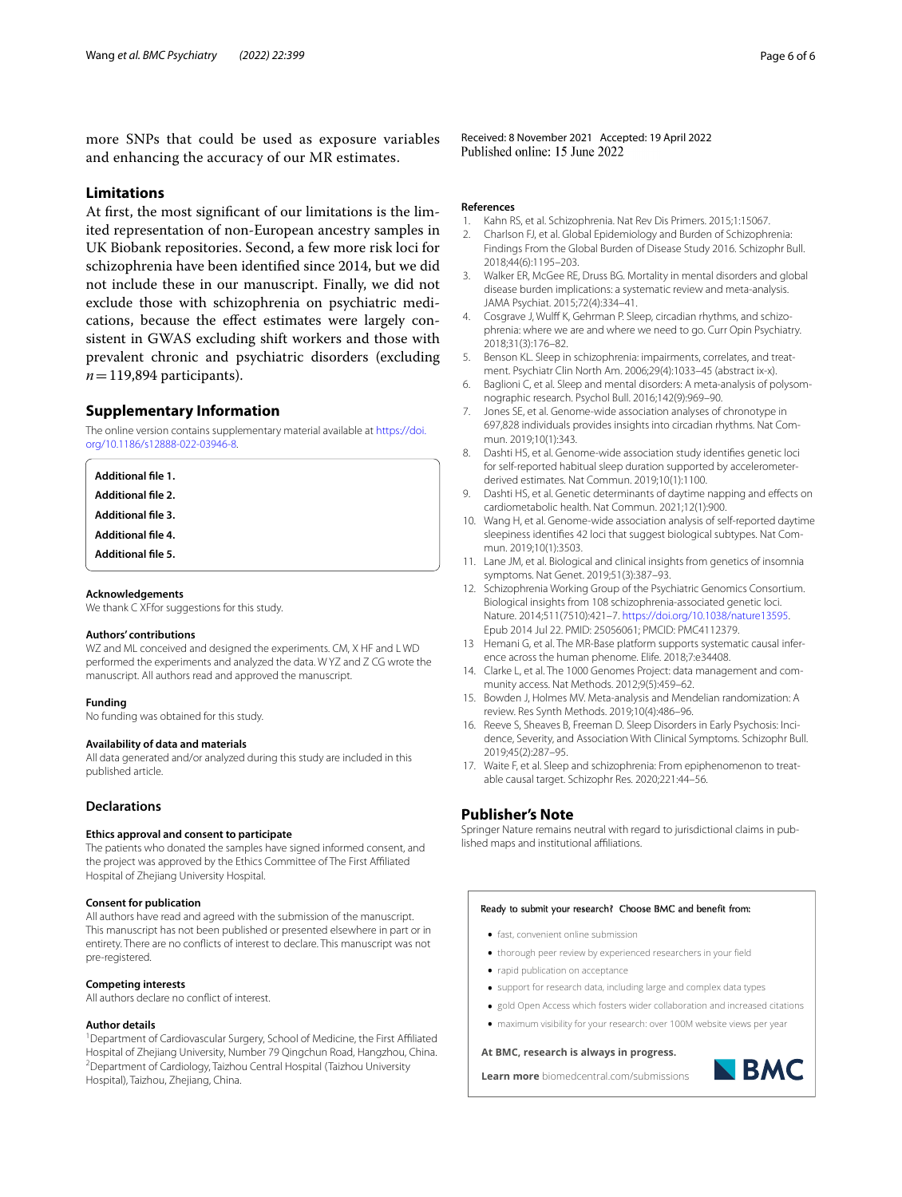more SNPs that could be used as exposure variables and enhancing the accuracy of our MR estimates.

## Limitations

At first, the most significant of our limitations is the limited representation of non-European ancestry samples in UK Biobank repositories. Second, a few more risk loci for schizophrenia have been identified since 2014, but we did not include these in our manuscript. Finally, we did not exclude those with schizophrenia on psychiatric medications, because the effect estimates were largely consistent in GWAS excluding shift workers and those with prevalent chronic and psychiatric disorders (excluding $n = 119{,}894$ participants).

## Supplementary Information

The online version contains supplementary material available at https://doi.org/10.1186/s12888-022-03946-8.

**Additional file 1.**
**Additional file 2.**
**Additional file 3.**
**Additional file 4.**
**Additional file 5.**

### Acknowledgements

We thank C XFfor suggestions for this study.

### Authors' contributions

WZ and ML conceived and designed the experiments. CM, X HF and L WD performed the experiments and analyzed the data. W YZ and Z CG wrote the manuscript. All authors read and approved the manuscript.

### Funding

No funding was obtained for this study.

### Availability of data and materials

All data generated and/or analyzed during this study are included in this published article.

## Declarations

### Ethics approval and consent to participate

The patients who donated the samples have signed informed consent, and the project was approved by the Ethics Committee of The First Affiliated Hospital of Zhejiang University Hospital.

### Consent for publication

All authors have read and agreed with the submission of the manuscript. This manuscript has not been published or presented elsewhere in part or in entirety. There are no conflicts of interest to declare. This manuscript was not pre-registered.

### Competing interests

All authors declare no conflict of interest.

### Author details

[1]Department of Cardiovascular Surgery, School of Medicine, the First Affiliated Hospital of Zhejiang University, Number 79 Qingchun Road, Hangzhou, China. [2]Department of Cardiology, Taizhou Central Hospital (Taizhou University Hospital), Taizhou, Zhejiang, China.

Received: 8 November 2021 Accepted: 19 April 2022
Published online: 15 June 2022

### References

1. Kahn RS, et al. Schizophrenia. Nat Rev Dis Primers. 2015;1:15067.
2. Charlson FJ, et al. Global Epidemiology and Burden of Schizophrenia: Findings From the Global Burden of Disease Study 2016. Schizophr Bull. 2018;44(6):1195–203.
3. Walker ER, McGee RE, Druss BG. Mortality in mental disorders and global disease burden implications: a systematic review and meta-analysis. JAMA Psychiat. 2015;72(4):334–41.
4. Cosgrave J, Wulff K, Gehrman P. Sleep, circadian rhythms, and schizophrenia: where we are and where we need to go. Curr Opin Psychiatry. 2018;31(3):176–82.
5. Benson KL. Sleep in schizophrenia: impairments, correlates, and treatment. Psychiatr Clin North Am. 2006;29(4):1033–45 (abstract ix-x).
6. Baglioni C, et al. Sleep and mental disorders: A meta-analysis of polysomnographic research. Psychol Bull. 2016;142(9):969–90.
7. Jones SE, et al. Genome-wide association analyses of chronotype in 697,828 individuals provides insights into circadian rhythms. Nat Commun. 2019;10(1):343.
8. Dashti HS, et al. Genome-wide association study identifies genetic loci for self-reported habitual sleep duration supported by accelerometer-derived estimates. Nat Commun. 2019;10(1):1100.
9. Dashti HS, et al. Genetic determinants of daytime napping and effects on cardiometabolic health. Nat Commun. 2021;12(1):900.
10. Wang H, et al. Genome-wide association analysis of self-reported daytime sleepiness identifies 42 loci that suggest biological subtypes. Nat Commun. 2019;10(1):3503.
11. Lane JM, et al. Biological and clinical insights from genetics of insomnia symptoms. Nat Genet. 2019;51(3):387–93.
12. Schizophrenia Working Group of the Psychiatric Genomics Consortium. Biological insights from 108 schizophrenia-associated genetic loci. Nature. 2014;511(7510):421–7. https://doi.org/10.1038/nature13595. Epub 2014 Jul 22. PMID: 25056061; PMCID: PMC4112379.
13. Hemani G, et al. The MR-Base platform supports systematic causal inference across the human phenome. Elife. 2018;7:e34408.
14. Clarke L, et al. The 1000 Genomes Project: data management and community access. Nat Methods. 2012;9(5):459–62.
15. Bowden J, Holmes MV. Meta-analysis and Mendelian randomization: A review. Res Synth Methods. 2019;10(4):486–96.
16. Reeve S, Sheaves B, Freeman D. Sleep Disorders in Early Psychosis: Incidence, Severity, and Association With Clinical Symptoms. Schizophr Bull. 2019;45(2):287–95.
17. Waite F, et al. Sleep and schizophrenia: From epiphenomenon to treatable causal target. Schizophr Res. 2020;221:44–56.

## Publisher's Note

Springer Nature remains neutral with regard to jurisdictional claims in published maps and institutional affiliations.